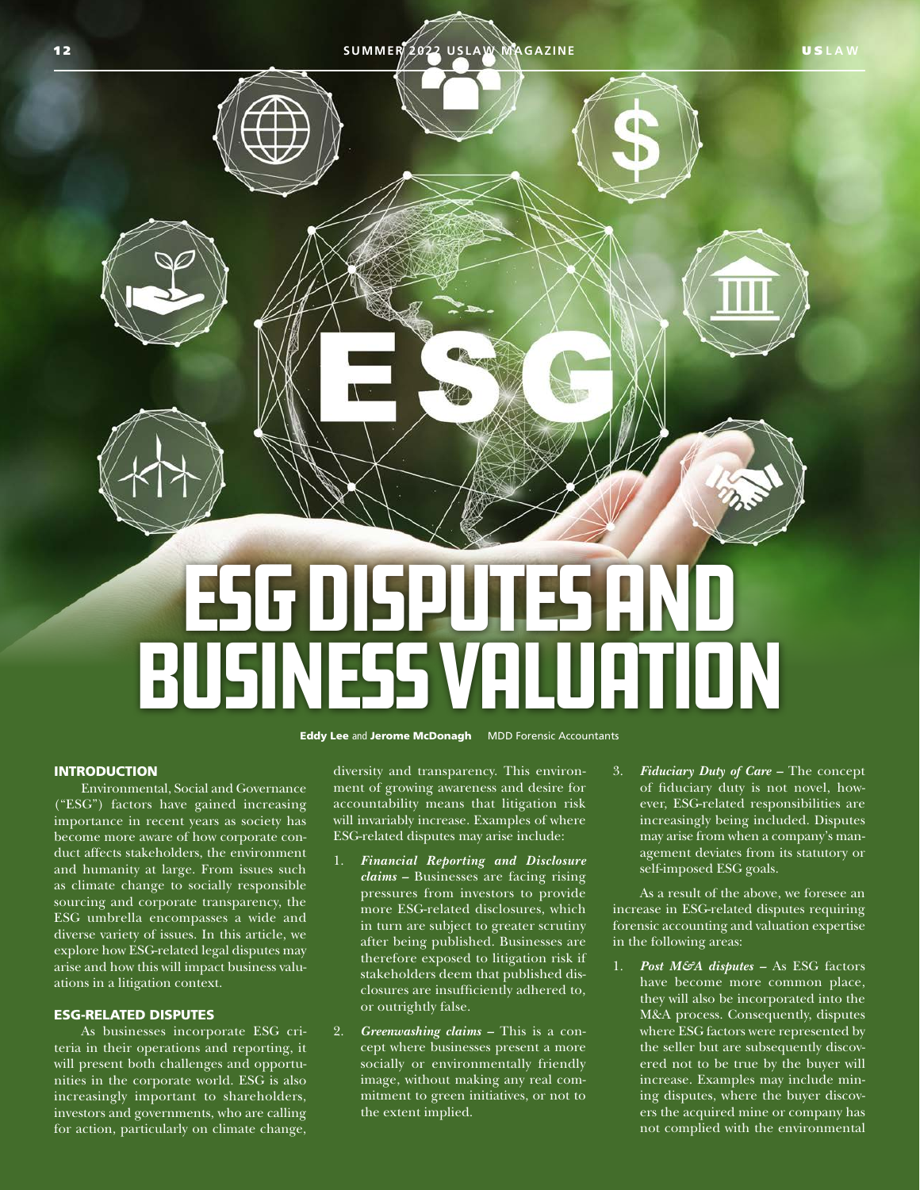# ESG DISPUTES AND BUSINESS VALUATION

**Eddy Lee** and **Jerome McDonagh** MDD Forensic Accountants

## INTRODUCTION

Environmental, Social and Governance ("ESG") factors have gained increasing importance in recent years as society has become more aware of how corporate conduct affects stakeholders, the environment and humanity at large. From issues such as climate change to socially responsible sourcing and corporate transparency, the ESG umbrella encompasses a wide and diverse variety of issues. In this article, we explore how ESG-related legal disputes may arise and how this will impact business valuations in a litigation context.

## ESG-RELATED DISPUTES

As businesses incorporate ESG criteria in their operations and reporting, it will present both challenges and opportunities in the corporate world. ESG is also increasingly important to shareholders, investors and governments, who are calling for action, particularly on climate change, diversity and transparency. This environment of growing awareness and desire for accountability means that litigation risk will invariably increase. Examples of where ESG-related disputes may arise include:

1. ***Financial Reporting and Disclosure claims*** – Businesses are facing rising pressures from investors to provide more ESG-related disclosures, which in turn are subject to greater scrutiny after being published. Businesses are therefore exposed to litigation risk if stakeholders deem that published disclosures are insufficiently adhered to, or outrightly false.
2. ***Greenwashing claims*** – This is a concept where businesses present a more socially or environmentally friendly image, without making any real commitment to green initiatives, or not to the extent implied.
3. ***Fiduciary Duty of Care*** – The concept of fiduciary duty is not novel, however, ESG-related responsibilities are increasingly being included. Disputes may arise from when a company's management deviates from its statutory or self-imposed ESG goals.

As a result of the above, we foresee an increase in ESG-related disputes requiring forensic accounting and valuation expertise in the following areas:

1. ***Post M&A disputes*** – As ESG factors have become more common place, they will also be incorporated into the M&A process. Consequently, disputes where ESG factors were represented by the seller but are subsequently discovered not to be true by the buyer will increase. Examples may include mining disputes, where the buyer discovers the acquired mine or company has not complied with the environmental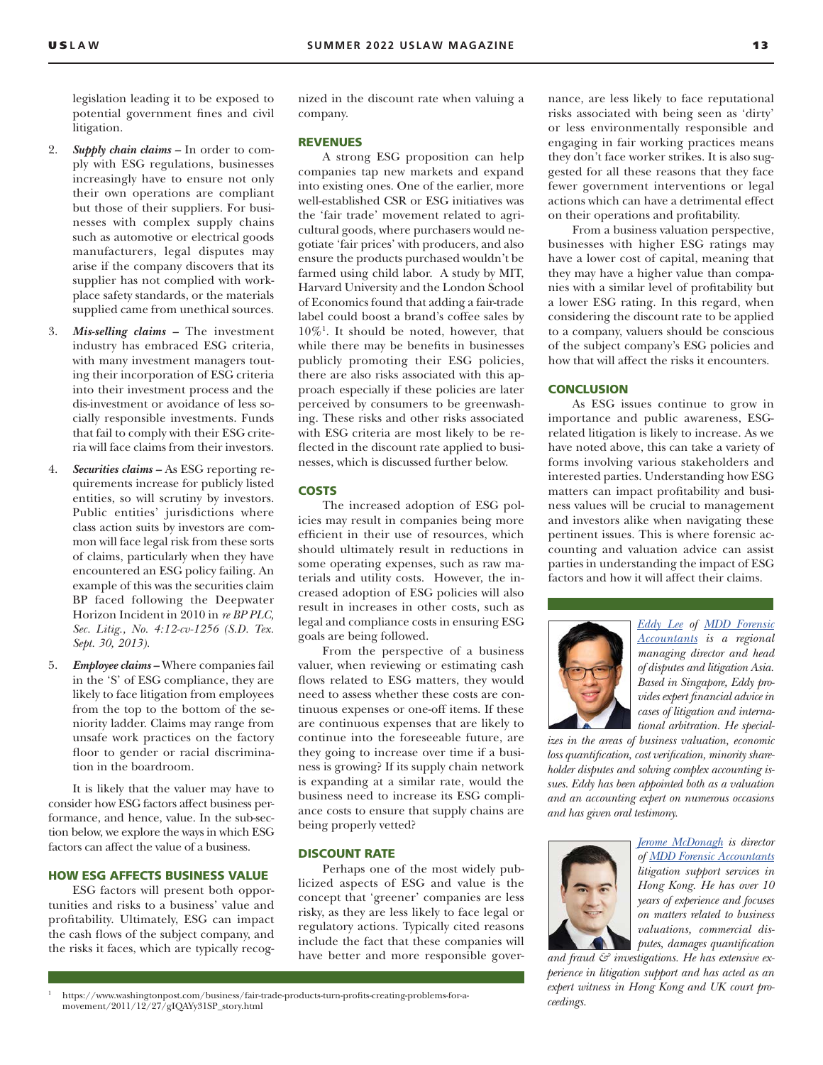legislation leading it to be exposed to potential government fines and civil litigation.

2. ***Supply chain claims*** – In order to comply with ESG regulations, businesses increasingly have to ensure not only their own operations are compliant but those of their suppliers. For businesses with complex supply chains such as automotive or electrical goods manufacturers, legal disputes may arise if the company discovers that its supplier has not complied with workplace safety standards, or the materials supplied came from unethical sources.
3. ***Mis-selling claims*** – The investment industry has embraced ESG criteria, with many investment managers touting their incorporation of ESG criteria into their investment process and the dis-investment or avoidance of less socially responsible investments. Funds that fail to comply with their ESG criteria will face claims from their investors.
4. ***Securities claims*** – As ESG reporting requirements increase for publicly listed entities, so will scrutiny by investors. Public entities' jurisdictions where class action suits by investors are common will face legal risk from these sorts of claims, particularly when they have encountered an ESG policy failing. An example of this was the securities claim BP faced following the Deepwater Horizon Incident in 2010 in *re BP PLC, Sec. Litig., No. 4:12-cv-1256 (S.D. Tex. Sept. 30, 2013).*
5. ***Employee claims*** – Where companies fail in the 'S' of ESG compliance, they are likely to face litigation from employees from the top to the bottom of the seniority ladder. Claims may range from unsafe work practices on the factory floor to gender or racial discrimination in the boardroom.

It is likely that the valuer may have to consider how ESG factors affect business performance, and hence, value. In the sub-section below, we explore the ways in which ESG factors can affect the value of a business.

## HOW ESG AFFECTS BUSINESS VALUE

ESG factors will present both opportunities and risks to a business' value and profitability. Ultimately, ESG can impact the cash flows of the subject company, and the risks it faces, which are typically recognized in the discount rate when valuing a company.

## REVENUES

A strong ESG proposition can help companies tap new markets and expand into existing ones. One of the earlier, more well-established CSR or ESG initiatives was the 'fair trade' movement related to agricultural goods, where purchasers would negotiate 'fair prices' with producers, and also ensure the products purchased wouldn't be farmed using child labor. A study by MIT, Harvard University and the London School of Economics found that adding a fair-trade label could boost a brand's coffee sales by 10%[1]. It should be noted, however, that while there may be benefits in businesses publicly promoting their ESG policies, there are also risks associated with this approach especially if these policies are later perceived by consumers to be greenwashing. These risks and other risks associated with ESG criteria are most likely to be reflected in the discount rate applied to businesses, which is discussed further below.

## COSTS

The increased adoption of ESG policies may result in companies being more efficient in their use of resources, which should ultimately result in reductions in some operating expenses, such as raw materials and utility costs. However, the increased adoption of ESG policies will also result in increases in other costs, such as legal and compliance costs in ensuring ESG goals are being followed.

From the perspective of a business valuer, when reviewing or estimating cash flows related to ESG matters, they would need to assess whether these costs are continuous expenses or one-off items. If these are continuous expenses that are likely to continue into the foreseeable future, are they going to increase over time if a business is growing? If its supply chain network is expanding at a similar rate, would the business need to increase its ESG compliance costs to ensure that supply chains are being properly vetted?

## DISCOUNT RATE

Perhaps one of the most widely publicized aspects of ESG and value is the concept that 'greener' companies are less risky, as they are less likely to face legal or regulatory actions. Typically cited reasons include the fact that these companies will have better and more responsible governance, are less likely to face reputational risks associated with being seen as 'dirty' or less environmentally responsible and engaging in fair working practices means they don't face worker strikes. It is also suggested for all these reasons that they face fewer government interventions or legal actions which can have a detrimental effect on their operations and profitability.

From a business valuation perspective, businesses with higher ESG ratings may have a lower cost of capital, meaning that they may have a higher value than companies with a similar level of profitability but a lower ESG rating. In this regard, when considering the discount rate to be applied to a company, valuers should be conscious of the subject company's ESG policies and how that will affect the risks it encounters.

## CONCLUSION

As ESG issues continue to grow in importance and public awareness, ESG-related litigation is likely to increase. As we have noted above, this can take a variety of forms involving various stakeholders and interested parties. Understanding how ESG matters can impact profitability and business values will be crucial to management and investors alike when navigating these pertinent issues. This is where forensic accounting and valuation advice can assist parties in understanding the impact of ESG factors and how it will affect their claims.

*Eddy Lee of MDD Forensic Accountants is a regional managing director and head of disputes and litigation Asia. Based in Singapore, Eddy provides expert financial advice in cases of litigation and international arbitration. He specializes in the areas of business valuation, economic loss quantification, cost verification, minority shareholder disputes and solving complex accounting issues. Eddy has been appointed both as a valuation and an accounting expert on numerous occasions and has given oral testimony.*

*Jerome McDonagh is director of MDD Forensic Accountants litigation support services in Hong Kong. He has over 10 years of experience and focuses on matters related to business valuations, commercial disputes, damages quantification and fraud & investigations. He has extensive experience in litigation support and has acted as an expert witness in Hong Kong and UK court proceedings.*

[1] https://www.washingtonpost.com/business/fair-trade-products-turn-profits-creating-problems-for-a-movement/2011/12/27/gIQAYy31SP_story.html